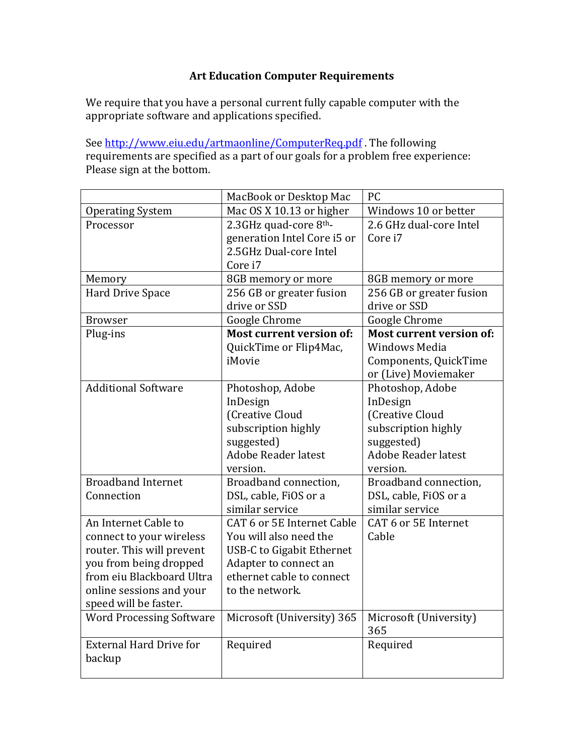# Art Education Computer Requirements

We require that you have a personal current fully capable computer with the appropriate software and applications specified.

See http://www.eiu.edu/artmaonline/ComputerReq.pdf . The following requirements are specified as a part of our goals for a problem free experience: Please sign at the bottom.

| | MacBook or Desktop Mac | PC |
|---|---|---|
| Operating System | Mac OS X 10.13 or higher | Windows 10 or better |
| Processor | 2.3GHz quad-core 8th-generation Intel Core i5 or 2.5GHz Dual-core Intel Core i7 | 2.6 GHz dual-core Intel Core i7 |
| Memory | 8GB memory or more | 8GB memory or more |
| Hard Drive Space | 256 GB or greater fusion drive or SSD | 256 GB or greater fusion drive or SSD |
| Browser | Google Chrome | Google Chrome |
| Plug-ins | **Most current version of:** QuickTime or Flip4Mac, iMovie | **Most current version of:** Windows Media Components, QuickTime or (Live) Moviemaker |
| Additional Software | Photoshop, Adobe InDesign (Creative Cloud subscription highly suggested) Adobe Reader latest version. | Photoshop, Adobe InDesign (Creative Cloud subscription highly suggested) Adobe Reader latest version. |
| Broadband Internet Connection | Broadband connection, DSL, cable, FiOS or a similar service | Broadband connection, DSL, cable, FiOS or a similar service |
| An Internet Cable to connect to your wireless router. This will prevent you from being dropped from eiu Blackboard Ultra online sessions and your speed will be faster. | CAT 6 or 5E Internet Cable You will also need the USB-C to Gigabit Ethernet Adapter to connect an ethernet cable to connect to the network. | CAT 6 or 5E Internet Cable |
| Word Processing Software | Microsoft (University) 365 | Microsoft (University) 365 |
| External Hard Drive for backup | Required | Required |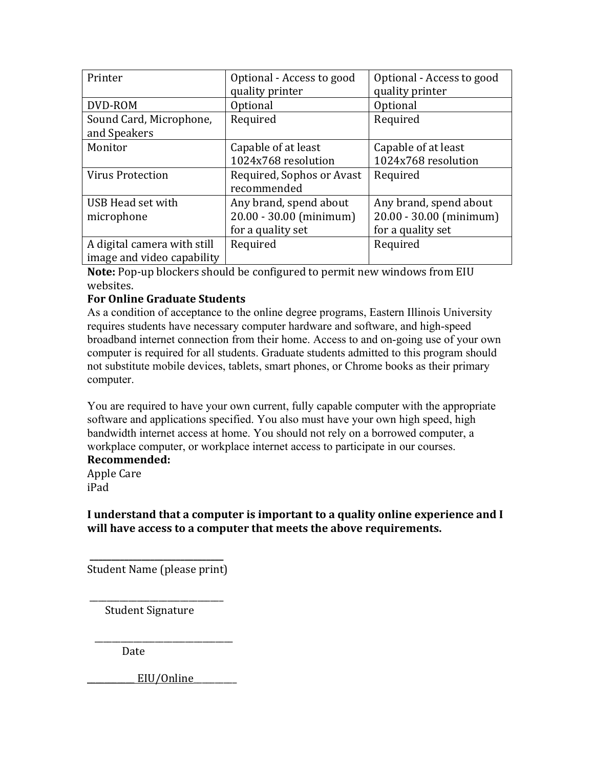| | | |
|---|---|---|
| Printer | Optional - Access to good quality printer | Optional - Access to good quality printer |
| DVD-ROM | Optional | Optional |
| Sound Card, Microphone, and Speakers | Required | Required |
| Monitor | Capable of at least 1024x768 resolution | Capable of at least 1024x768 resolution |
| Virus Protection | Required, Sophos or Avast recommended | Required |
| USB Head set with microphone | Any brand, spend about 20.00 - 30.00 (minimum) for a quality set | Any brand, spend about 20.00 - 30.00 (minimum) for a quality set |
| A digital camera with still image and video capability | Required | Required |

**Note:** Pop-up blockers should be configured to permit new windows from EIU websites.

**For Online Graduate Students**

As a condition of acceptance to the online degree programs, Eastern Illinois University requires students have necessary computer hardware and software, and high-speed broadband internet connection from their home. Access to and on-going use of your own computer is required for all students. Graduate students admitted to this program should not substitute mobile devices, tablets, smart phones, or Chrome books as their primary computer.

You are required to have your own current, fully capable computer with the appropriate software and applications specified. You also must have your own high speed, high bandwidth internet access at home. You should not rely on a borrowed computer, a workplace computer, or workplace internet access to participate in our courses.

**Recommended:**

Apple Care
iPad

**I understand that a computer is important to a quality online experience and I will have access to a computer that meets the above requirements.**

______________________________
Student Name (please print)

______________________________
Student Signature

______________________________
Date

___________ EIU/Online__________